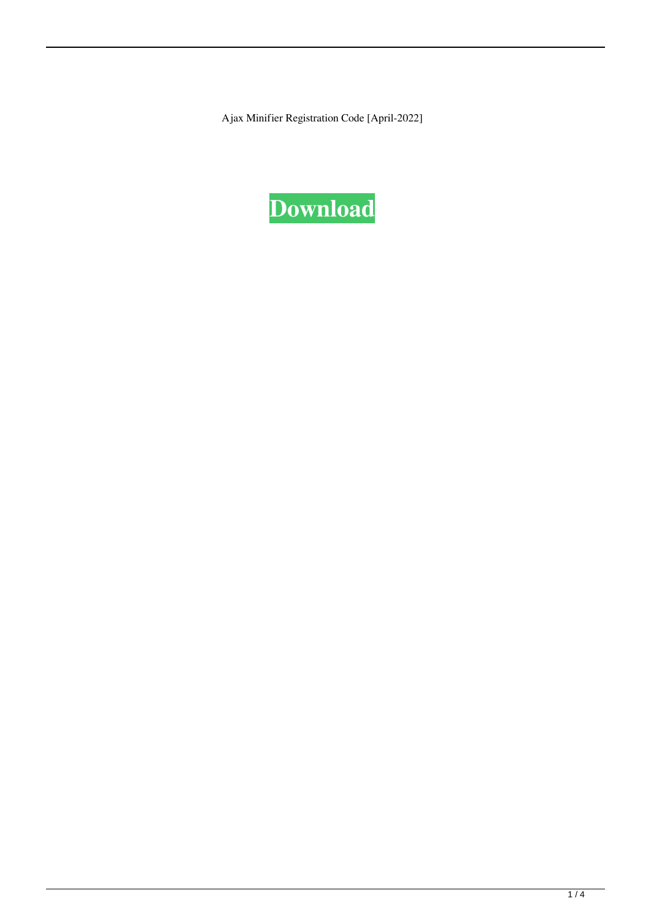Ajax Minifier Registration Code [April-2022]

**Download**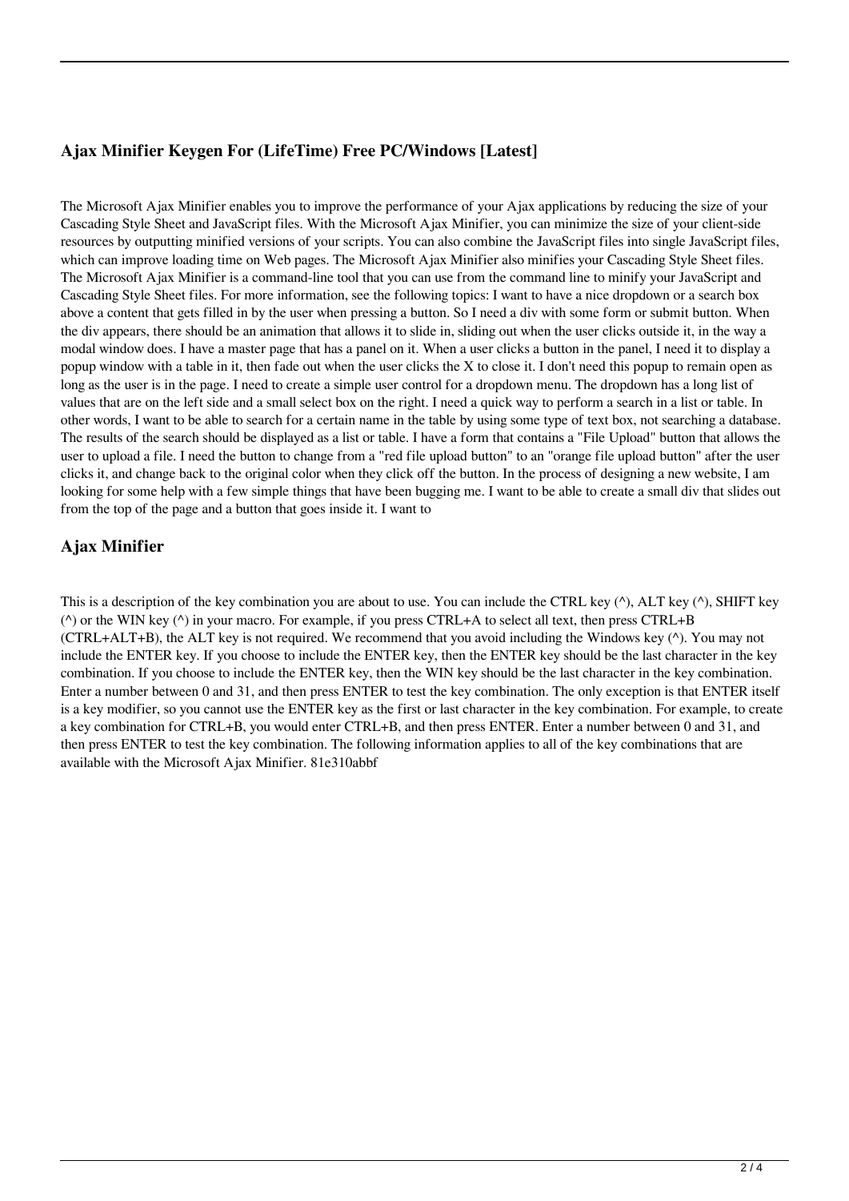## Ajax Minifier Keygen For (LifeTime) Free PC/Windows [Latest]

The Microsoft Ajax Minifier enables you to improve the performance of your Ajax applications by reducing the size of your Cascading Style Sheet and JavaScript files. With the Microsoft Ajax Minifier, you can minimize the size of your client-side resources by outputting minified versions of your scripts. You can also combine the JavaScript files into single JavaScript files, which can improve loading time on Web pages. The Microsoft Ajax Minifier also minifies your Cascading Style Sheet files. The Microsoft Ajax Minifier is a command-line tool that you can use from the command line to minify your JavaScript and Cascading Style Sheet files. For more information, see the following topics: I want to have a nice dropdown or a search box above a content that gets filled in by the user when pressing a button. So I need a div with some form or submit button. When the div appears, there should be an animation that allows it to slide in, sliding out when the user clicks outside it, in the way a modal window does. I have a master page that has a panel on it. When a user clicks a button in the panel, I need it to display a popup window with a table in it, then fade out when the user clicks the X to close it. I don't need this popup to remain open as long as the user is in the page. I need to create a simple user control for a dropdown menu. The dropdown has a long list of values that are on the left side and a small select box on the right. I need a quick way to perform a search in a list or table. In other words, I want to be able to search for a certain name in the table by using some type of text box, not searching a database. The results of the search should be displayed as a list or table. I have a form that contains a "File Upload" button that allows the user to upload a file. I need the button to change from a "red file upload button" to an "orange file upload button" after the user clicks it, and change back to the original color when they click off the button. In the process of designing a new website, I am looking for some help with a few simple things that have been bugging me. I want to be able to create a small div that slides out from the top of the page and a button that goes inside it. I want to

## Ajax Minifier

This is a description of the key combination you are about to use. You can include the CTRL key (^), ALT key (^), SHIFT key (^) or the WIN key (^) in your macro. For example, if you press CTRL+A to select all text, then press CTRL+B (CTRL+ALT+B), the ALT key is not required. We recommend that you avoid including the Windows key (^). You may not include the ENTER key. If you choose to include the ENTER key, then the ENTER key should be the last character in the key combination. If you choose to include the ENTER key, then the WIN key should be the last character in the key combination. Enter a number between 0 and 31, and then press ENTER to test the key combination. The only exception is that ENTER itself is a key modifier, so you cannot use the ENTER key as the first or last character in the key combination. For example, to create a key combination for CTRL+B, you would enter CTRL+B, and then press ENTER. Enter a number between 0 and 31, and then press ENTER to test the key combination. The following information applies to all of the key combinations that are available with the Microsoft Ajax Minifier. 81e310abbf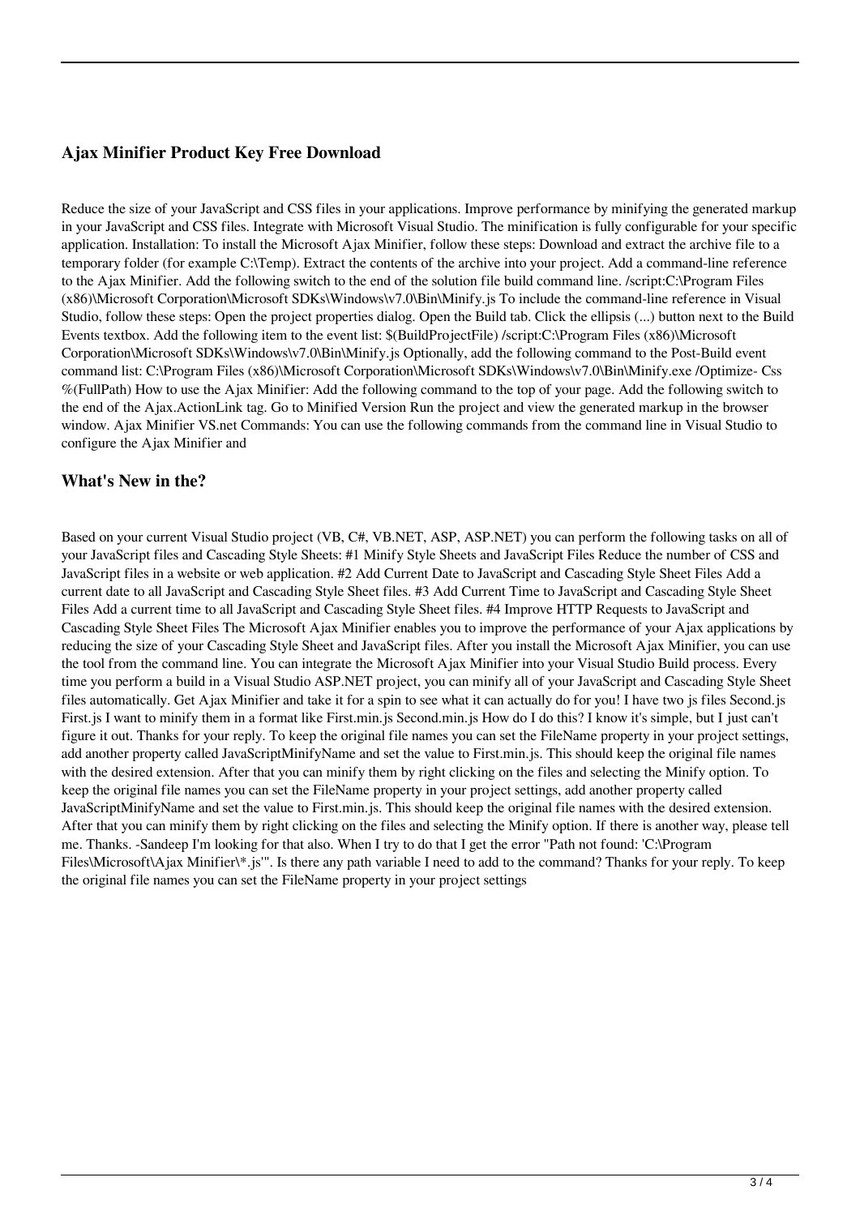### Ajax Minifier Product Key Free Download

Reduce the size of your JavaScript and CSS files in your applications. Improve performance by minifying the generated markup in your JavaScript and CSS files. Integrate with Microsoft Visual Studio. The minification is fully configurable for your specific application. Installation: To install the Microsoft Ajax Minifier, follow these steps: Download and extract the archive file to a temporary folder (for example C:\Temp). Extract the contents of the archive into your project. Add a command-line reference to the Ajax Minifier. Add the following switch to the end of the solution file build command line. /script:C:\Program Files (x86)\Microsoft Corporation\Microsoft SDKs\Windows\v7.0\Bin\Minify.js To include the command-line reference in Visual Studio, follow these steps: Open the project properties dialog. Open the Build tab. Click the ellipsis (...) button next to the Build Events textbox. Add the following item to the event list: $(BuildProjectFile) /script:C:\Program Files (x86)\Microsoft Corporation\Microsoft SDKs\Windows\v7.0\Bin\Minify.js Optionally, add the following command to the Post-Build event command list: C:\Program Files (x86)\Microsoft Corporation\Microsoft SDKs\Windows\v7.0\Bin\Minify.exe /Optimize- Css %(FullPath) How to use the Ajax Minifier: Add the following command to the top of your page. Add the following switch to the end of the Ajax.ActionLink tag. Go to Minified Version Run the project and view the generated markup in the browser window. Ajax Minifier VS.net Commands: You can use the following commands from the command line in Visual Studio to configure the Ajax Minifier and

### What's New in the?

Based on your current Visual Studio project (VB, C#, VB.NET, ASP, ASP.NET) you can perform the following tasks on all of your JavaScript files and Cascading Style Sheets: #1 Minify Style Sheets and JavaScript Files Reduce the number of CSS and JavaScript files in a website or web application. #2 Add Current Date to JavaScript and Cascading Style Sheet Files Add a current date to all JavaScript and Cascading Style Sheet files. #3 Add Current Time to JavaScript and Cascading Style Sheet Files Add a current time to all JavaScript and Cascading Style Sheet files. #4 Improve HTTP Requests to JavaScript and Cascading Style Sheet Files The Microsoft Ajax Minifier enables you to improve the performance of your Ajax applications by reducing the size of your Cascading Style Sheet and JavaScript files. After you install the Microsoft Ajax Minifier, you can use the tool from the command line. You can integrate the Microsoft Ajax Minifier into your Visual Studio Build process. Every time you perform a build in a Visual Studio ASP.NET project, you can minify all of your JavaScript and Cascading Style Sheet files automatically. Get Ajax Minifier and take it for a spin to see what it can actually do for you! I have two js files Second.js First.js I want to minify them in a format like First.min.js Second.min.js How do I do this? I know it's simple, but I just can't figure it out. Thanks for your reply. To keep the original file names you can set the FileName property in your project settings, add another property called JavaScriptMinifyName and set the value to First.min.js. This should keep the original file names with the desired extension. After that you can minify them by right clicking on the files and selecting the Minify option. To keep the original file names you can set the FileName property in your project settings, add another property called JavaScriptMinifyName and set the value to First.min.js. This should keep the original file names with the desired extension. After that you can minify them by right clicking on the files and selecting the Minify option. If there is another way, please tell me. Thanks. -Sandeep I'm looking for that also. When I try to do that I get the error "Path not found: 'C:\Program Files\Microsoft\Ajax Minifier\*.js'". Is there any path variable I need to add to the command? Thanks for your reply. To keep the original file names you can set the FileName property in your project settings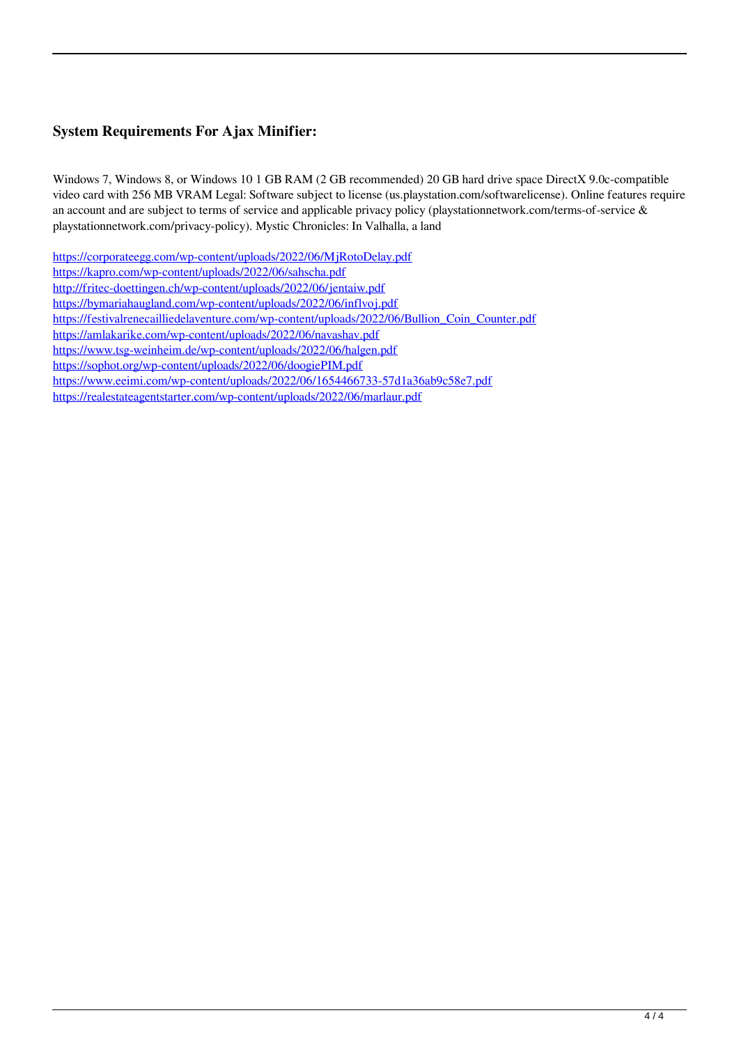### System Requirements For Ajax Minifier:

Windows 7, Windows 8, or Windows 10 1 GB RAM (2 GB recommended) 20 GB hard drive space DirectX 9.0c-compatible video card with 256 MB VRAM Legal: Software subject to license (us.playstation.com/softwarelicense). Online features require an account and are subject to terms of service and applicable privacy policy (playstationnetwork.com/terms-of-service & playstationnetwork.com/privacy-policy). Mystic Chronicles: In Valhalla, a land

https://corporateegg.com/wp-content/uploads/2022/06/MjRotoDelay.pdf
https://kapro.com/wp-content/uploads/2022/06/sahscha.pdf
http://fritec-doettingen.ch/wp-content/uploads/2022/06/jentaiw.pdf
https://bymariahaugland.com/wp-content/uploads/2022/06/inflvoj.pdf
https://festivalrenecailliedelaventure.com/wp-content/uploads/2022/06/Bullion_Coin_Counter.pdf
https://amlakarike.com/wp-content/uploads/2022/06/navashav.pdf
https://www.tsg-weinheim.de/wp-content/uploads/2022/06/halgen.pdf
https://sophot.org/wp-content/uploads/2022/06/doogiePIM.pdf
https://www.eeimi.com/wp-content/uploads/2022/06/1654466733-57d1a36ab9c58e7.pdf
https://realestateagentstarter.com/wp-content/uploads/2022/06/marlaur.pdf